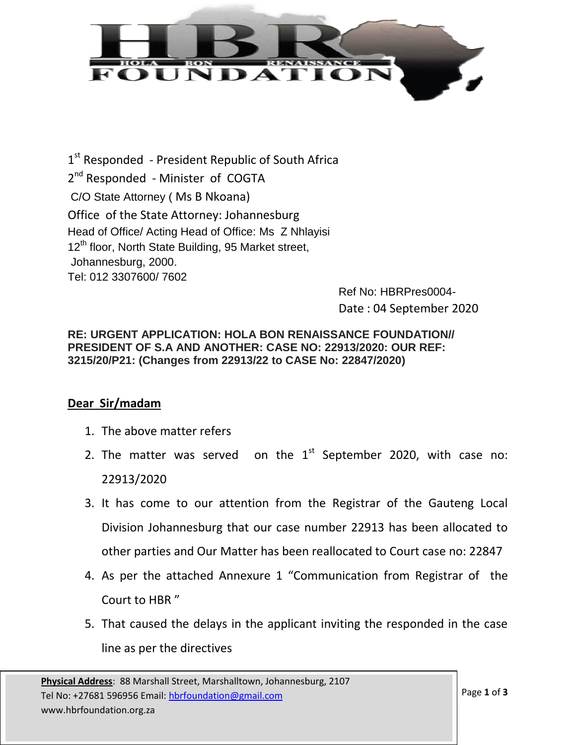1st Responded - President Republic of South Africa
2nd Responded - Minister of COGTA
C/O State Attorney ( Ms B Nkoana)
Office of the State Attorney: Johannesburg
Head of Office/ Acting Head of Office: Ms Z Nhlayisi
12th floor, North State Building, 95 Market street,
Johannesburg, 2000.
Tel: 012 3307600/ 7602

Ref No: HBRPres0004-
Date : 04 September 2020

**RE: URGENT APPLICATION: HOLA BON RENAISSANCE FOUNDATION// PRESIDENT OF S.A AND ANOTHER: CASE NO: 22913/2020: OUR REF: 3215/20/P21: (Changes from 22913/22 to CASE No: 22847/2020)**

**Dear Sir/madam**

1. The above matter refers
2. The matter was served on the 1st September 2020, with case no: 22913/2020
3. It has come to our attention from the Registrar of the Gauteng Local Division Johannesburg that our case number 22913 has been allocated to other parties and Our Matter has been reallocated to Court case no: 22847
4. As per the attached Annexure 1 "Communication from Registrar of the Court to HBR "
5. That caused the delays in the applicant inviting the responded in the case line as per the directives

**Physical Address**: 88 Marshall Street, Marshalltown, Johannesburg, 2107
Tel No: +27681 596956 Email: hbrfoundation@gmail.com
www.hbrfoundation.org.za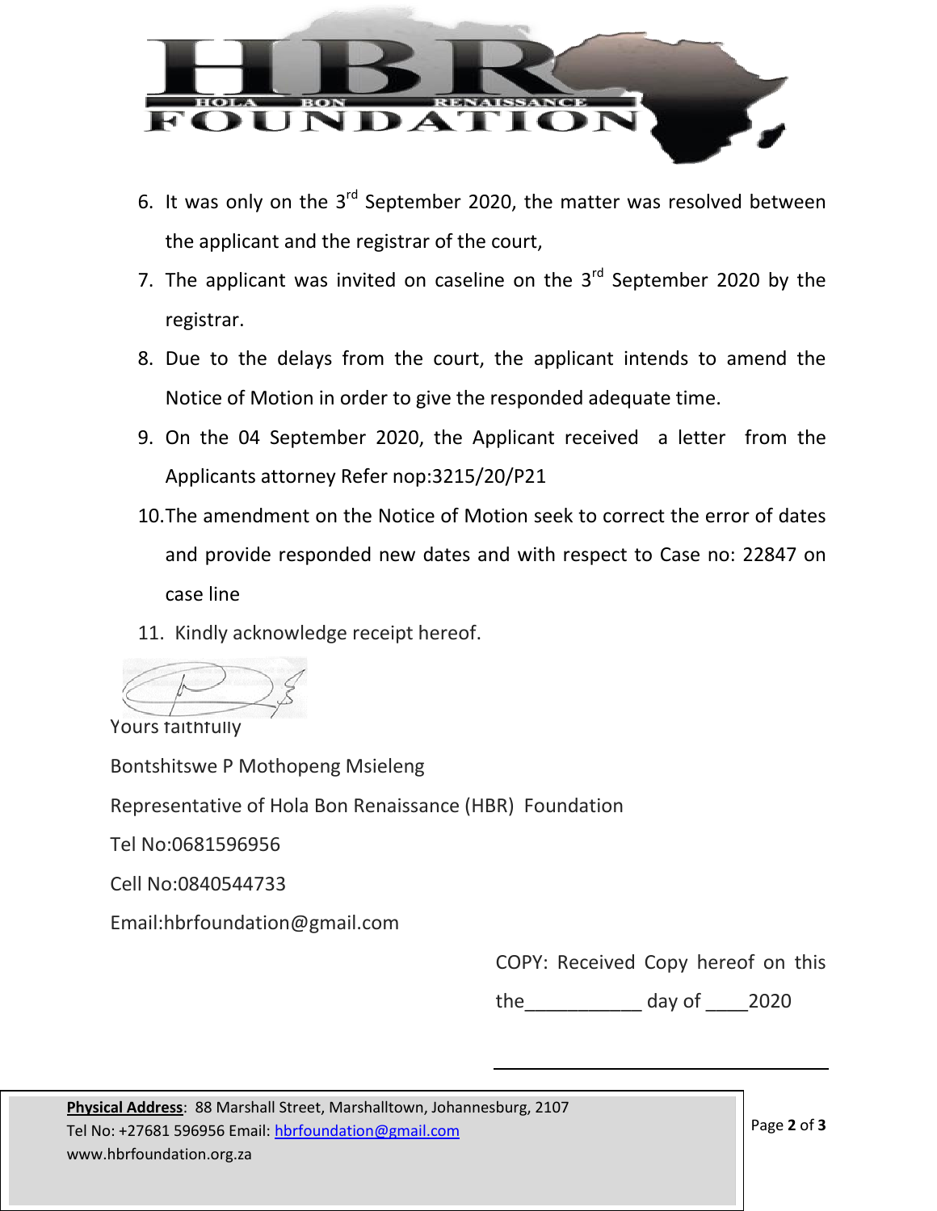6. It was only on the 3rd September 2020, the matter was resolved between the applicant and the registrar of the court,
7. The applicant was invited on caseline on the 3rd September 2020 by the registrar.
8. Due to the delays from the court, the applicant intends to amend the Notice of Motion in order to give the responded adequate time.
9. On the 04 September 2020, the Applicant received a letter from the Applicants attorney Refer nop:3215/20/P21
10. The amendment on the Notice of Motion seek to correct the error of dates and provide responded new dates and with respect to Case no: 22847 on case line
11. Kindly acknowledge receipt hereof.

Yours faithfully

Bontshitswe P Mothopeng Msieleng

Representative of Hola Bon Renaissance (HBR) Foundation

Tel No:0681596956

Cell No:0840544733

Email:hbrfoundation@gmail.com

COPY: Received Copy hereof on this the___________ day of ____2020

Physical Address: 88 Marshall Street, Marshalltown, Johannesburg, 2107
Tel No: +27681 596956 Email: hbrfoundation@gmail.com
www.hbrfoundation.org.za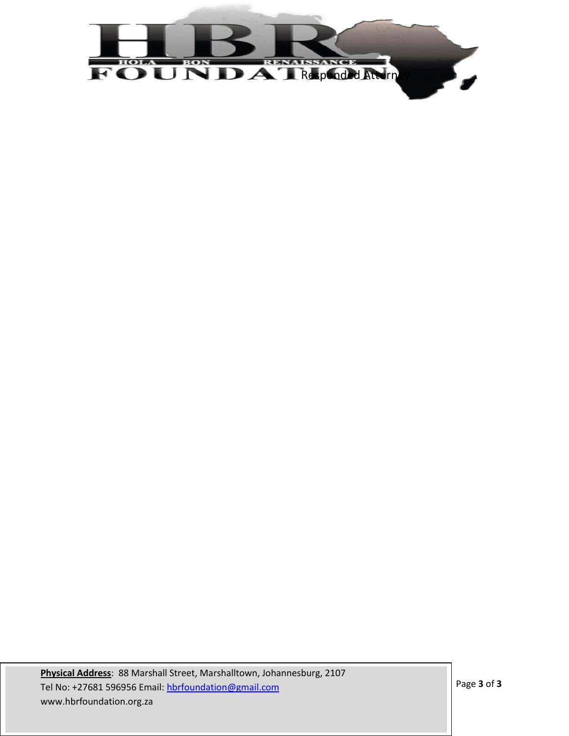Responded Attorney